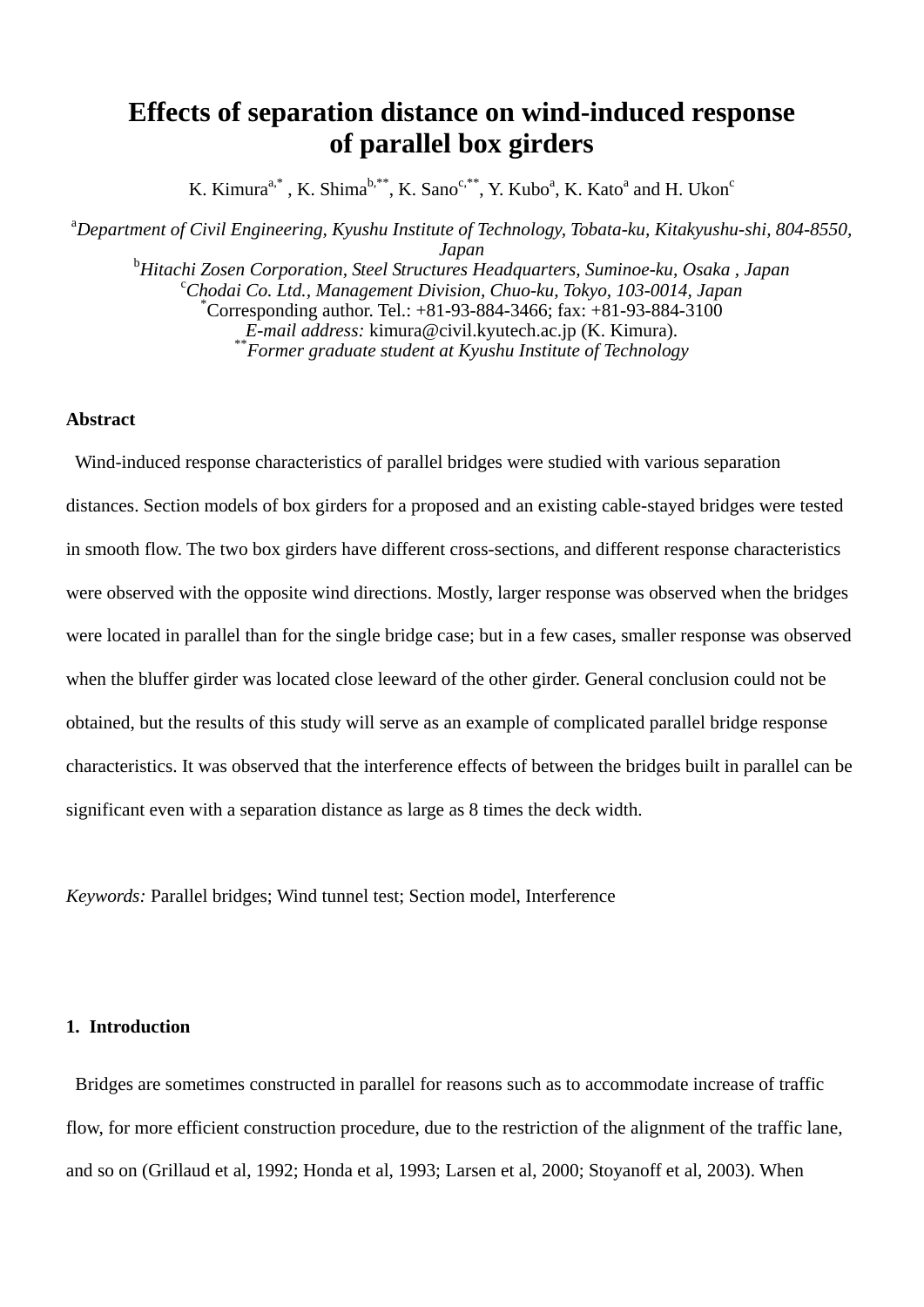# Effects of separation distance on wind-induced response of parallel box girders

K. Kimura[a,*] , K. Shima[b,**], K. Sano[c,**], Y. Kubo[a], K. Kato[a] and H. Ukon[c]

[a]*Department of Civil Engineering, Kyushu Institute of Technology, Tobata-ku, Kitakyushu-shi, 804-8550, Japan*
[b]*Hitachi Zosen Corporation, Steel Structures Headquarters, Suminoe-ku, Osaka , Japan*
[c]*Chodai Co. Ltd., Management Division, Chuo-ku, Tokyo, 103-0014, Japan*
[*]Corresponding author. Tel.: +81-93-884-3466; fax: +81-93-884-3100
*E-mail address:* kimura@civil.kyutech.ac.jp (K. Kimura).
[**]*Former graduate student at Kyushu Institute of Technology*

**Abstract**

Wind-induced response characteristics of parallel bridges were studied with various separation distances. Section models of box girders for a proposed and an existing cable-stayed bridges were tested in smooth flow. The two box girders have different cross-sections, and different response characteristics were observed with the opposite wind directions. Mostly, larger response was observed when the bridges were located in parallel than for the single bridge case; but in a few cases, smaller response was observed when the bluffer girder was located close leeward of the other girder. General conclusion could not be obtained, but the results of this study will serve as an example of complicated parallel bridge response characteristics. It was observed that the interference effects of between the bridges built in parallel can be significant even with a separation distance as large as 8 times the deck width.

*Keywords:* Parallel bridges; Wind tunnel test; Section model, Interference

## 1. Introduction

Bridges are sometimes constructed in parallel for reasons such as to accommodate increase of traffic flow, for more efficient construction procedure, due to the restriction of the alignment of the traffic lane, and so on (Grillaud et al, 1992; Honda et al, 1993; Larsen et al, 2000; Stoyanoff et al, 2003). When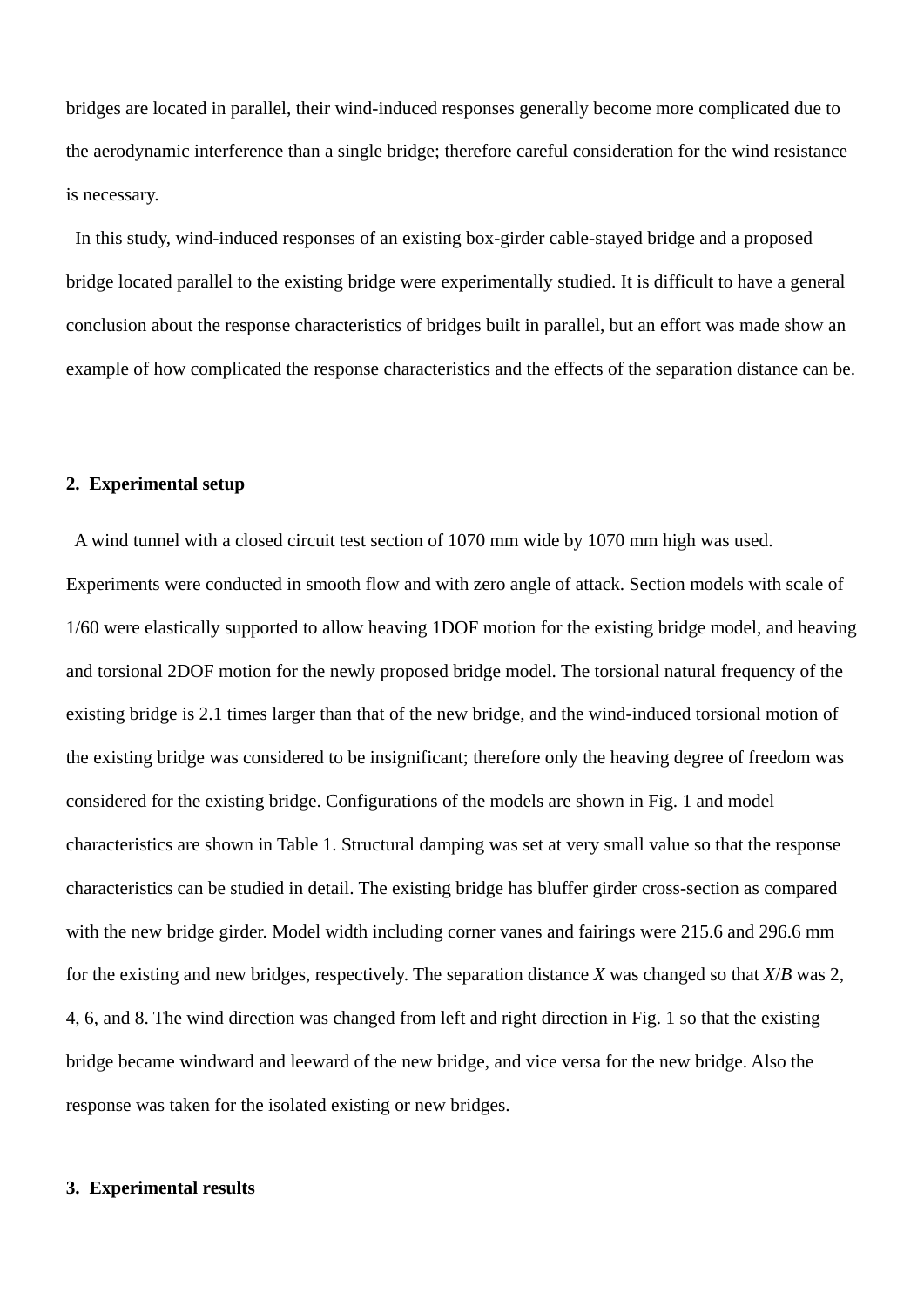bridges are located in parallel, their wind-induced responses generally become more complicated due to the aerodynamic interference than a single bridge; therefore careful consideration for the wind resistance is necessary.

In this study, wind-induced responses of an existing box-girder cable-stayed bridge and a proposed bridge located parallel to the existing bridge were experimentally studied. It is difficult to have a general conclusion about the response characteristics of bridges built in parallel, but an effort was made show an example of how complicated the response characteristics and the effects of the separation distance can be.

## 2. Experimental setup

A wind tunnel with a closed circuit test section of 1070 mm wide by 1070 mm high was used. Experiments were conducted in smooth flow and with zero angle of attack. Section models with scale of 1/60 were elastically supported to allow heaving 1DOF motion for the existing bridge model, and heaving and torsional 2DOF motion for the newly proposed bridge model. The torsional natural frequency of the existing bridge is 2.1 times larger than that of the new bridge, and the wind-induced torsional motion of the existing bridge was considered to be insignificant; therefore only the heaving degree of freedom was considered for the existing bridge. Configurations of the models are shown in Fig. 1 and model characteristics are shown in Table 1. Structural damping was set at very small value so that the response characteristics can be studied in detail. The existing bridge has bluffer girder cross-section as compared with the new bridge girder. Model width including corner vanes and fairings were 215.6 and 296.6 mm for the existing and new bridges, respectively. The separation distance $X$ was changed so that $X/B$ was 2, 4, 6, and 8. The wind direction was changed from left and right direction in Fig. 1 so that the existing bridge became windward and leeward of the new bridge, and vice versa for the new bridge. Also the response was taken for the isolated existing or new bridges.

## 3. Experimental results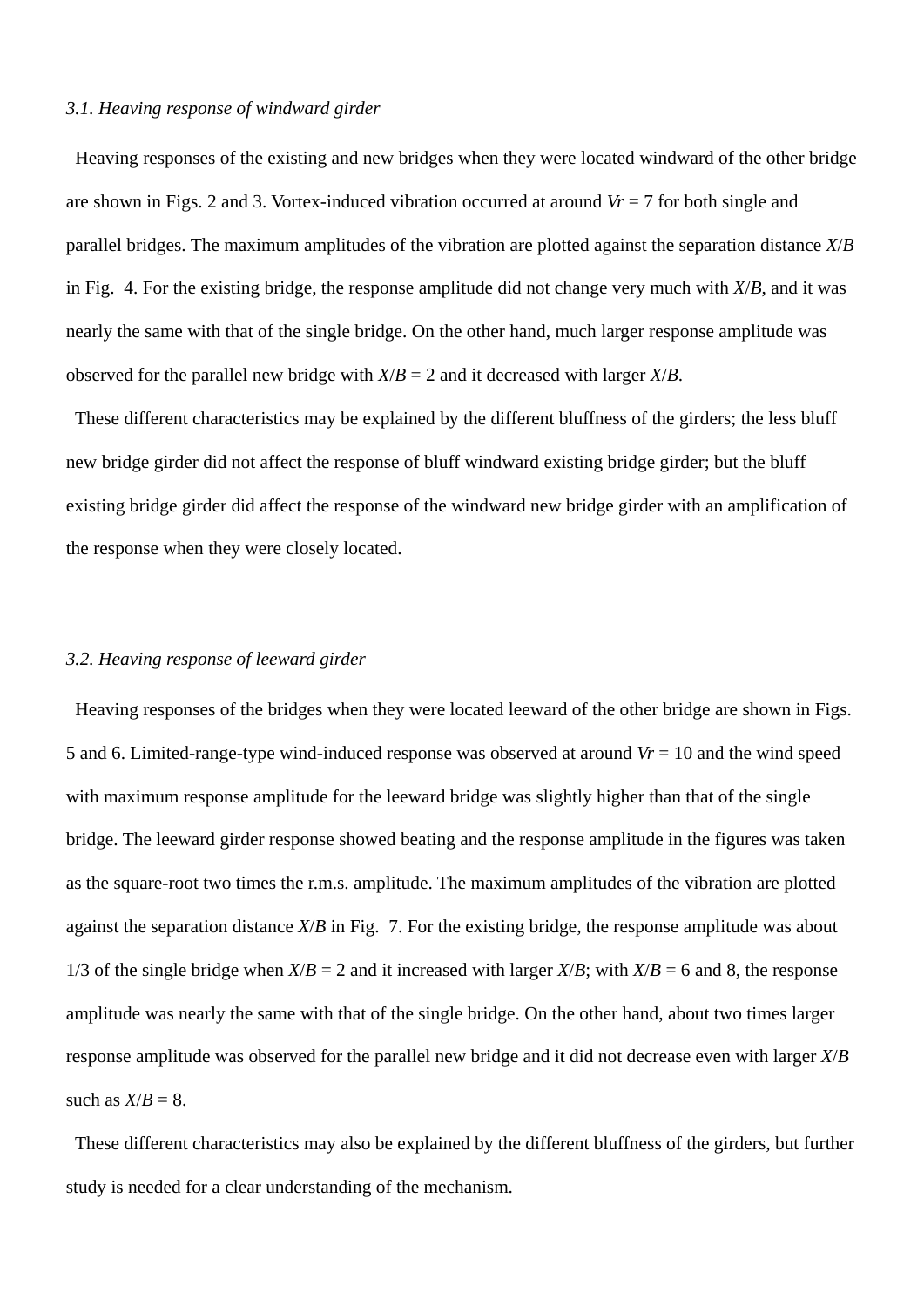### *3.1. Heaving response of windward girder*

Heaving responses of the existing and new bridges when they were located windward of the other bridge are shown in Figs. 2 and 3. Vortex-induced vibration occurred at around $Vr$ = 7 for both single and parallel bridges. The maximum amplitudes of the vibration are plotted against the separation distance $X/B$ in Fig. 4. For the existing bridge, the response amplitude did not change very much with $X/B$, and it was nearly the same with that of the single bridge. On the other hand, much larger response amplitude was observed for the parallel new bridge with $X/B$ = 2 and it decreased with larger $X/B$.

These different characteristics may be explained by the different bluffness of the girders; the less bluff new bridge girder did not affect the response of bluff windward existing bridge girder; but the bluff existing bridge girder did affect the response of the windward new bridge girder with an amplification of the response when they were closely located.

### *3.2. Heaving response of leeward girder*

Heaving responses of the bridges when they were located leeward of the other bridge are shown in Figs. 5 and 6. Limited-range-type wind-induced response was observed at around $Vr$ = 10 and the wind speed with maximum response amplitude for the leeward bridge was slightly higher than that of the single bridge. The leeward girder response showed beating and the response amplitude in the figures was taken as the square-root two times the r.m.s. amplitude. The maximum amplitudes of the vibration are plotted against the separation distance $X/B$ in Fig. 7. For the existing bridge, the response amplitude was about 1/3 of the single bridge when $X/B$ = 2 and it increased with larger $X/B$; with $X/B$ = 6 and 8, the response amplitude was nearly the same with that of the single bridge. On the other hand, about two times larger response amplitude was observed for the parallel new bridge and it did not decrease even with larger $X/B$ such as $X/B$ = 8.

These different characteristics may also be explained by the different bluffness of the girders, but further study is needed for a clear understanding of the mechanism.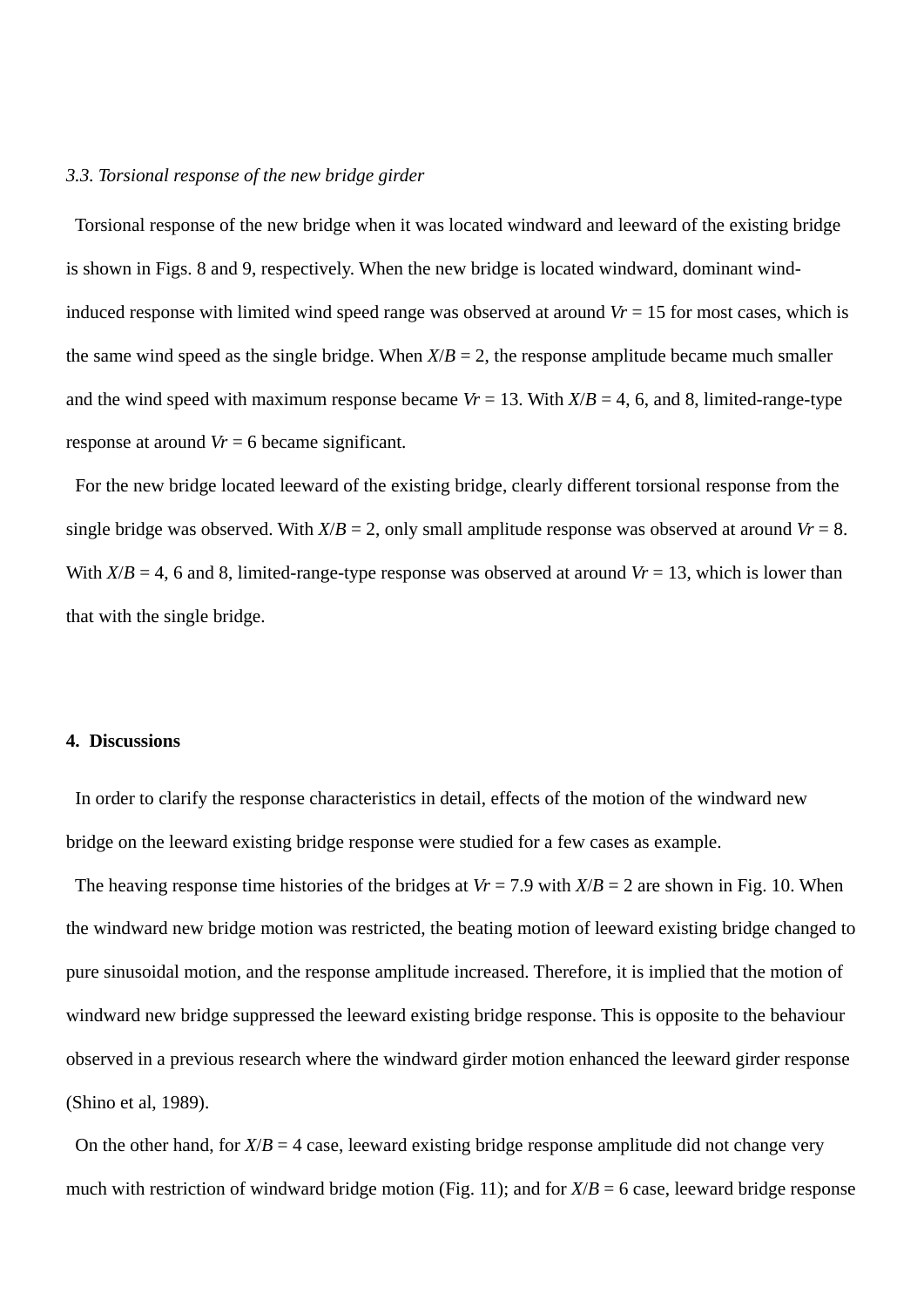### *3.3. Torsional response of the new bridge girder*

Torsional response of the new bridge when it was located windward and leeward of the existing bridge is shown in Figs. 8 and 9, respectively. When the new bridge is located windward, dominant wind-induced response with limited wind speed range was observed at around $Vr = 15$ for most cases, which is the same wind speed as the single bridge. When $X/B = 2$, the response amplitude became much smaller and the wind speed with maximum response became $Vr = 13$. With $X/B = 4$, 6, and 8, limited-range-type response at around $Vr = 6$ became significant.

For the new bridge located leeward of the existing bridge, clearly different torsional response from the single bridge was observed. With $X/B = 2$, only small amplitude response was observed at around $Vr = 8$. With $X/B = 4$, 6 and 8, limited-range-type response was observed at around $Vr = 13$, which is lower than that with the single bridge.

## 4. Discussions

In order to clarify the response characteristics in detail, effects of the motion of the windward new bridge on the leeward existing bridge response were studied for a few cases as example.

The heaving response time histories of the bridges at $Vr = 7.9$ with $X/B = 2$ are shown in Fig. 10. When the windward new bridge motion was restricted, the beating motion of leeward existing bridge changed to pure sinusoidal motion, and the response amplitude increased. Therefore, it is implied that the motion of windward new bridge suppressed the leeward existing bridge response. This is opposite to the behaviour observed in a previous research where the windward girder motion enhanced the leeward girder response (Shino et al, 1989).

On the other hand, for $X/B = 4$ case, leeward existing bridge response amplitude did not change very much with restriction of windward bridge motion (Fig. 11); and for $X/B = 6$ case, leeward bridge response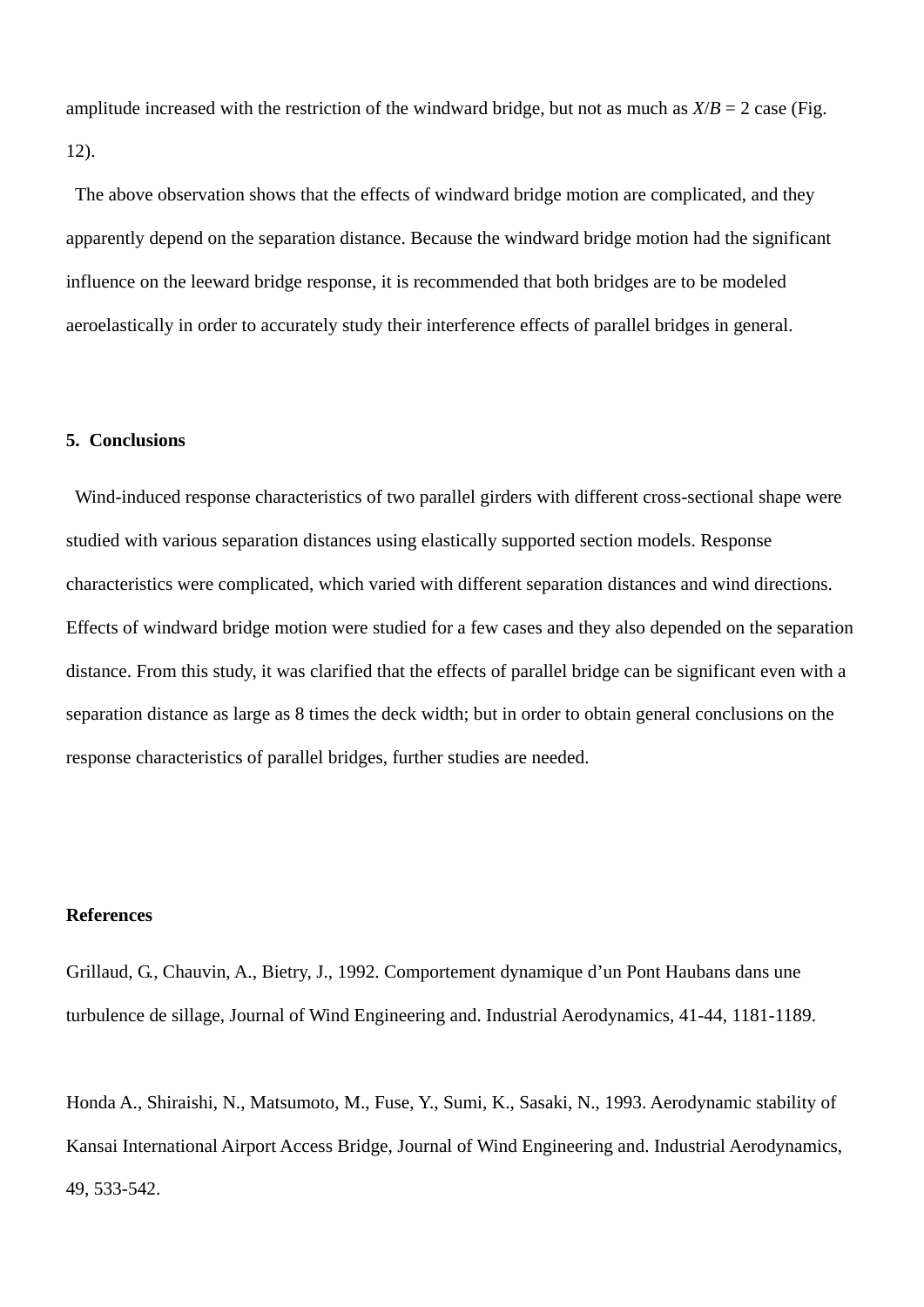amplitude increased with the restriction of the windward bridge, but not as much as $X/B = 2$ case (Fig. 12).

The above observation shows that the effects of windward bridge motion are complicated, and they apparently depend on the separation distance. Because the windward bridge motion had the significant influence on the leeward bridge response, it is recommended that both bridges are to be modeled aeroelastically in order to accurately study their interference effects of parallel bridges in general.

## 5. Conclusions

Wind-induced response characteristics of two parallel girders with different cross-sectional shape were studied with various separation distances using elastically supported section models. Response characteristics were complicated, which varied with different separation distances and wind directions. Effects of windward bridge motion were studied for a few cases and they also depended on the separation distance. From this study, it was clarified that the effects of parallel bridge can be significant even with a separation distance as large as 8 times the deck width; but in order to obtain general conclusions on the response characteristics of parallel bridges, further studies are needed.

## References

Grillaud, G., Chauvin, A., Bietry, J., 1992. Comportement dynamique d'un Pont Haubans dans une turbulence de sillage, Journal of Wind Engineering and. Industrial Aerodynamics, 41-44, 1181-1189.

Honda A., Shiraishi, N., Matsumoto, M., Fuse, Y., Sumi, K., Sasaki, N., 1993. Aerodynamic stability of Kansai International Airport Access Bridge, Journal of Wind Engineering and. Industrial Aerodynamics, 49, 533-542.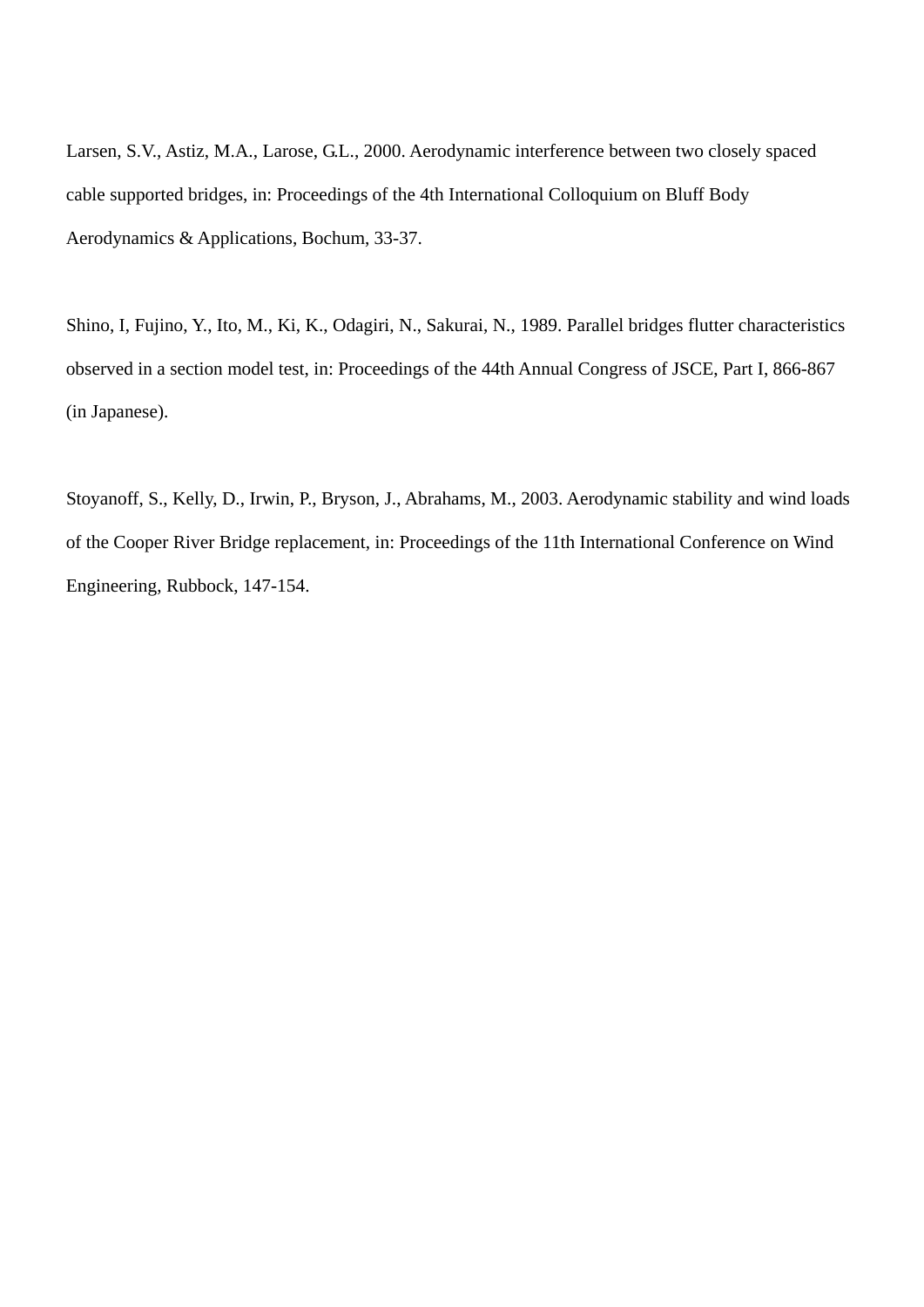Larsen, S.V., Astiz, M.A., Larose, G.L., 2000. Aerodynamic interference between two closely spaced cable supported bridges, in: Proceedings of the 4th International Colloquium on Bluff Body Aerodynamics & Applications, Bochum, 33-37.

Shino, I, Fujino, Y., Ito, M., Ki, K., Odagiri, N., Sakurai, N., 1989. Parallel bridges flutter characteristics observed in a section model test, in: Proceedings of the 44th Annual Congress of JSCE, Part I, 866-867 (in Japanese).

Stoyanoff, S., Kelly, D., Irwin, P., Bryson, J., Abrahams, M., 2003. Aerodynamic stability and wind loads of the Cooper River Bridge replacement, in: Proceedings of the 11th International Conference on Wind Engineering, Rubbock, 147-154.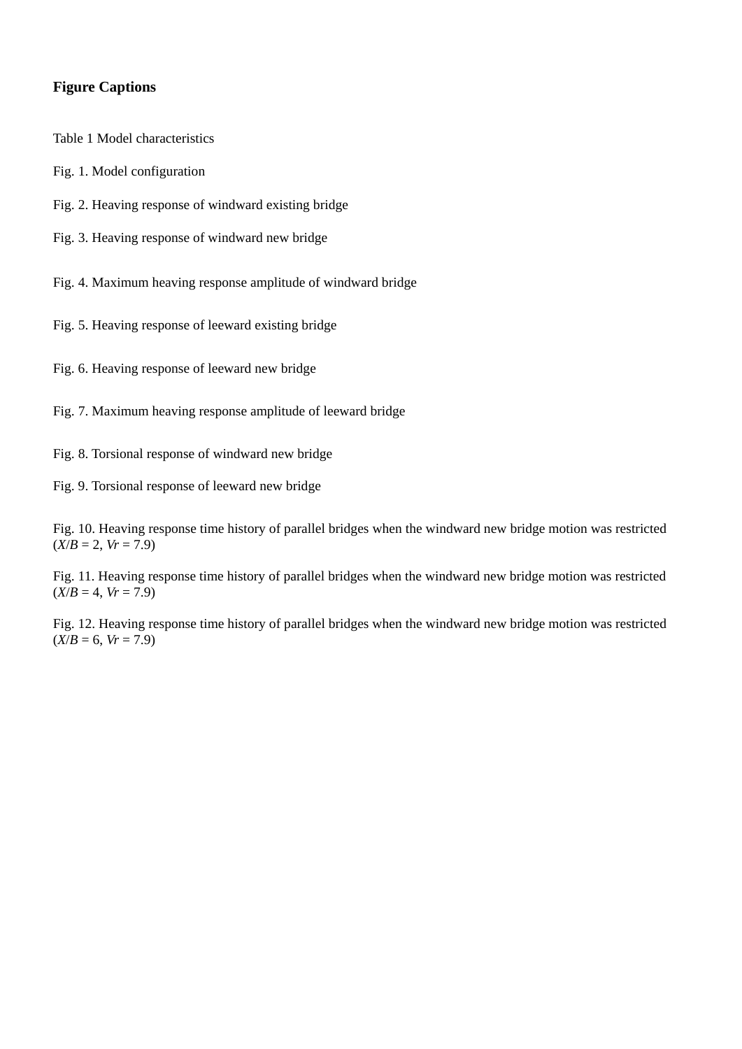**Figure Captions**

Table 1 Model characteristics

Fig. 1. Model configuration

Fig. 2. Heaving response of windward existing bridge

Fig. 3. Heaving response of windward new bridge

Fig. 4. Maximum heaving response amplitude of windward bridge

Fig. 5. Heaving response of leeward existing bridge

Fig. 6. Heaving response of leeward new bridge

Fig. 7. Maximum heaving response amplitude of leeward bridge

Fig. 8. Torsional response of windward new bridge

Fig. 9. Torsional response of leeward new bridge

Fig. 10. Heaving response time history of parallel bridges when the windward new bridge motion was restricted ($X/B$ = 2, $Vr$ = 7.9)

Fig. 11. Heaving response time history of parallel bridges when the windward new bridge motion was restricted ($X/B$ = 4, $Vr$ = 7.9)

Fig. 12. Heaving response time history of parallel bridges when the windward new bridge motion was restricted ($X/B$ = 6, $Vr$ = 7.9)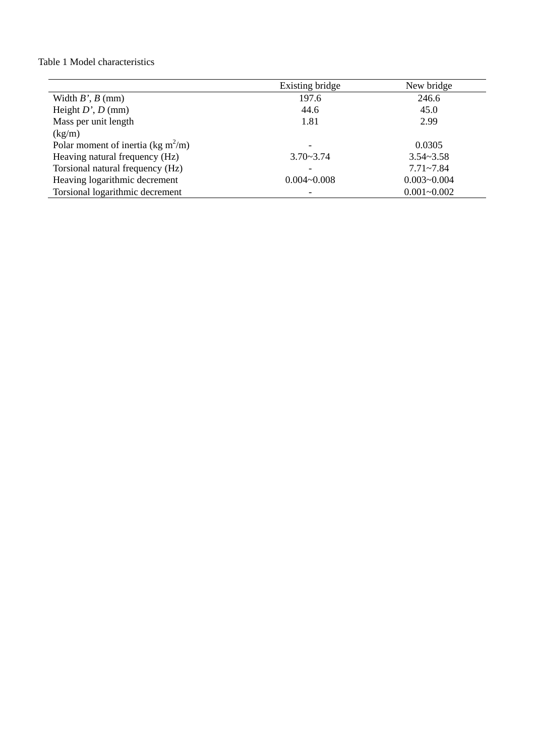Table 1 Model characteristics

| | Existing bridge | New bridge |
|---|---|---|
| Width $B'$, $B$ (mm) | 197.6 | 246.6 |
| Height $D'$, $D$ (mm) | 44.6 | 45.0 |
| Mass per unit length (kg/m) | 1.81 | 2.99 |
| Polar moment of inertia (kg $m^2$/m) | - | 0.0305 |
| Heaving natural frequency (Hz) | 3.70~3.74 | 3.54~3.58 |
| Torsional natural frequency (Hz) | - | 7.71~7.84 |
| Heaving logarithmic decrement | 0.004~0.008 | 0.003~0.004 |
| Torsional logarithmic decrement | - | 0.001~0.002 |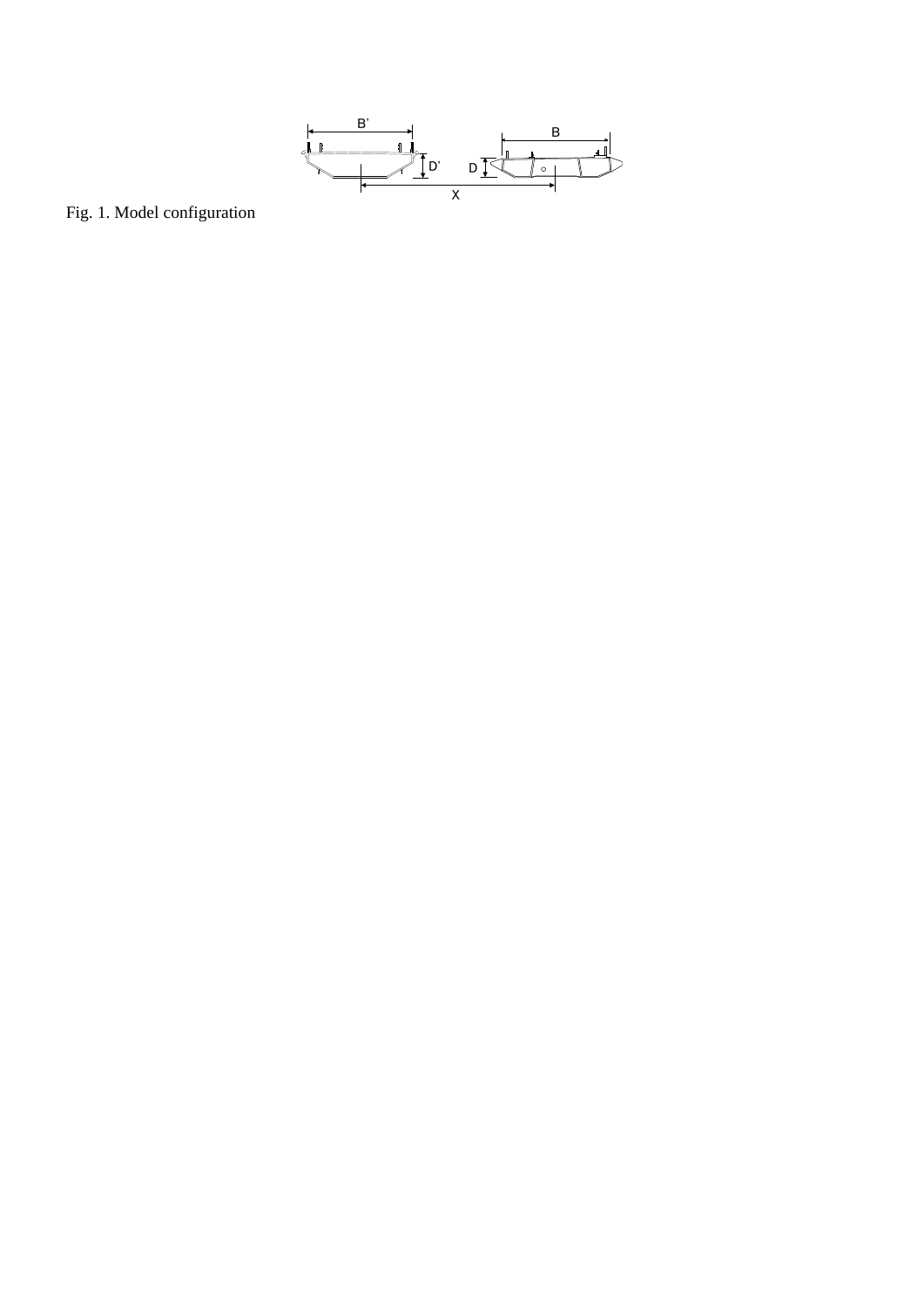Fig. 1. Model configuration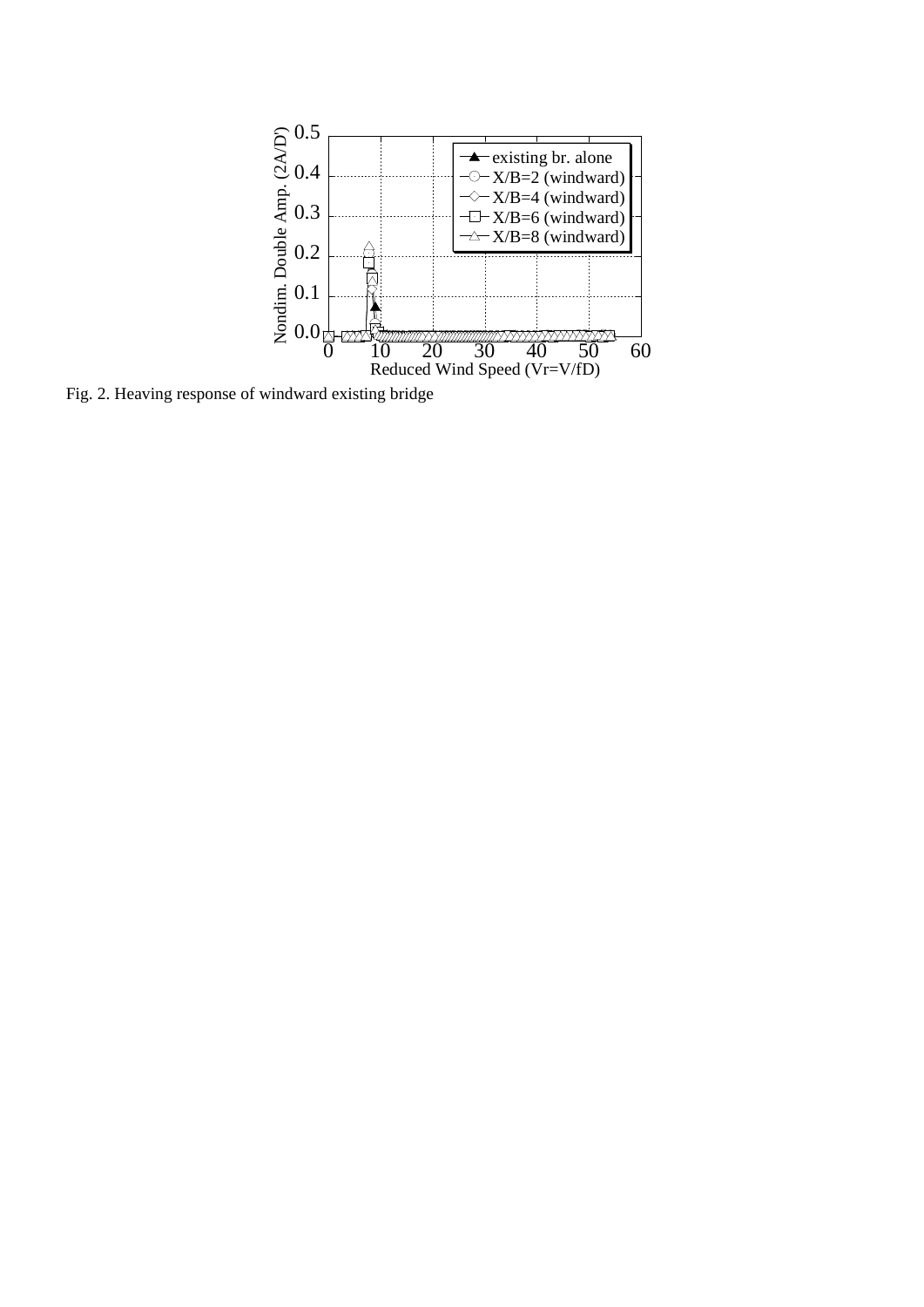Fig. 2. Heaving response of windward existing bridge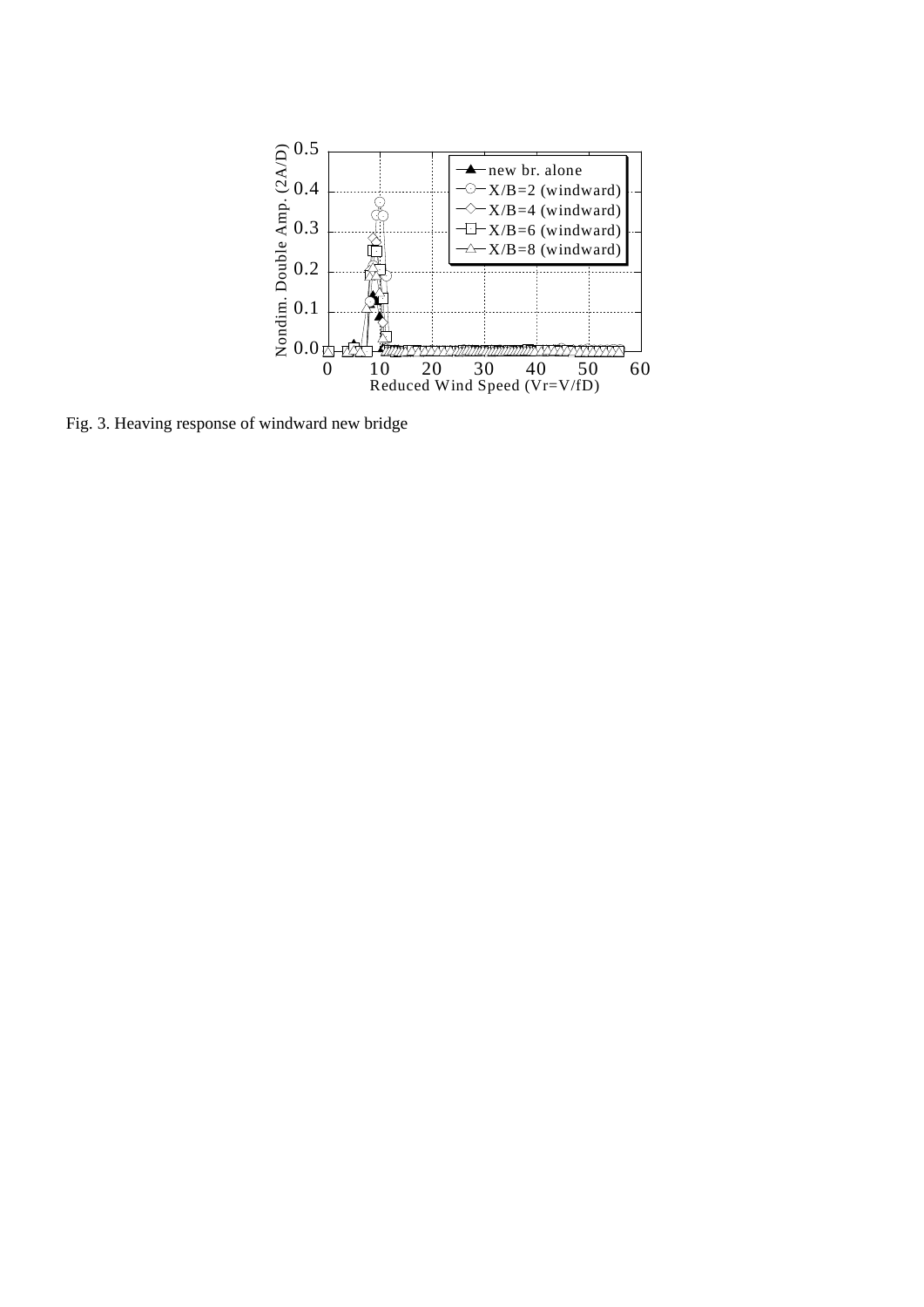Fig. 3. Heaving response of windward new bridge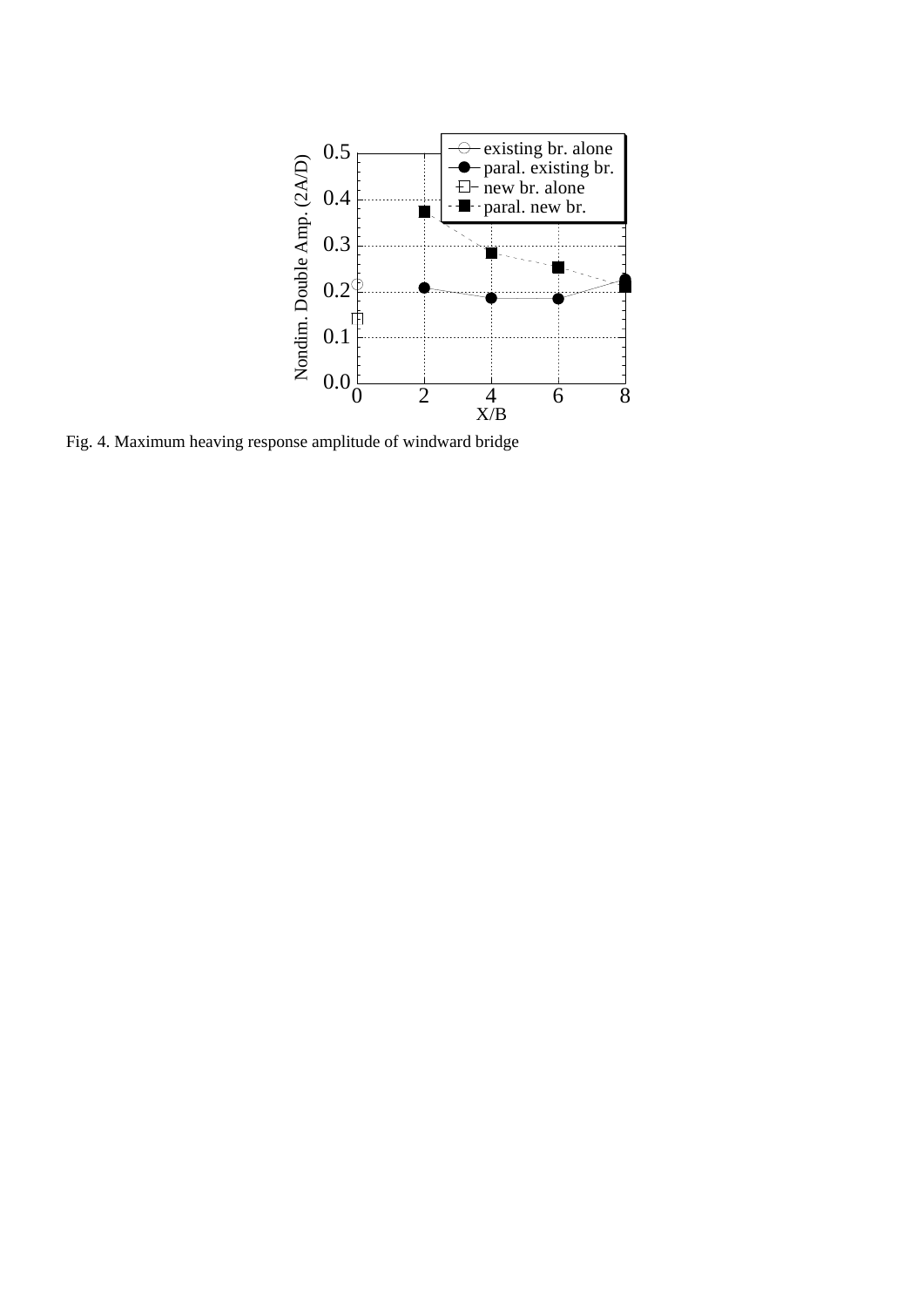Fig. 4. Maximum heaving response amplitude of windward bridge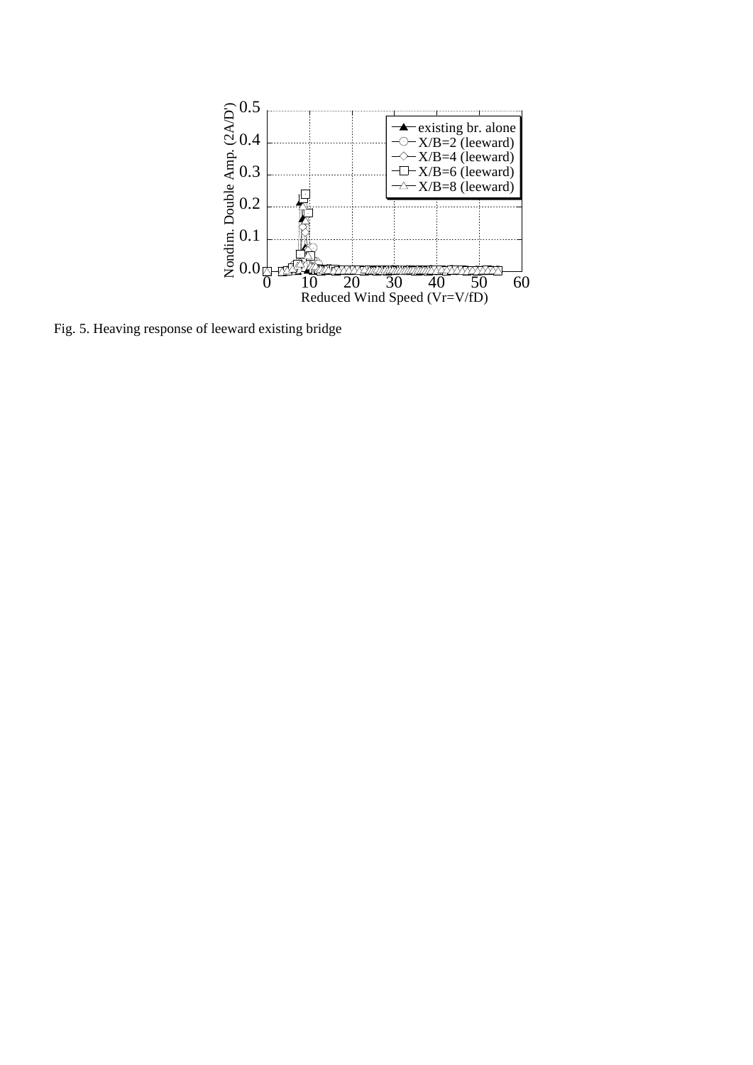Fig. 5. Heaving response of leeward existing bridge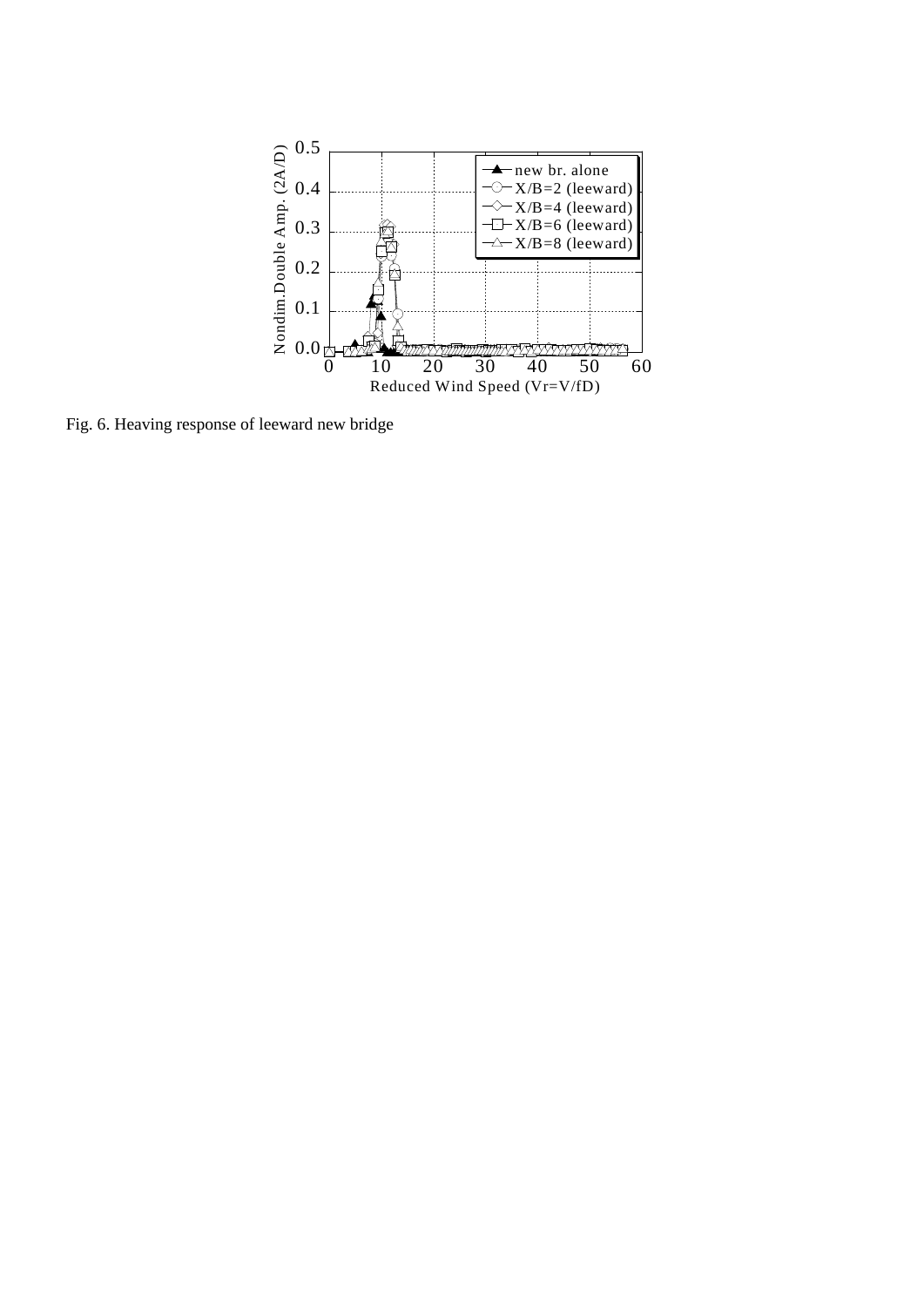Fig. 6. Heaving response of leeward new bridge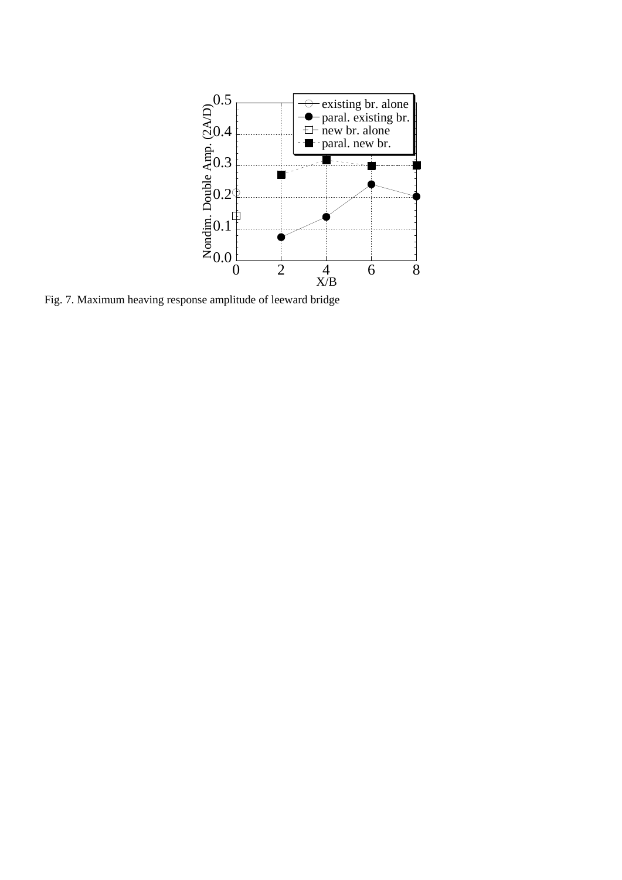Fig. 7. Maximum heaving response amplitude of leeward bridge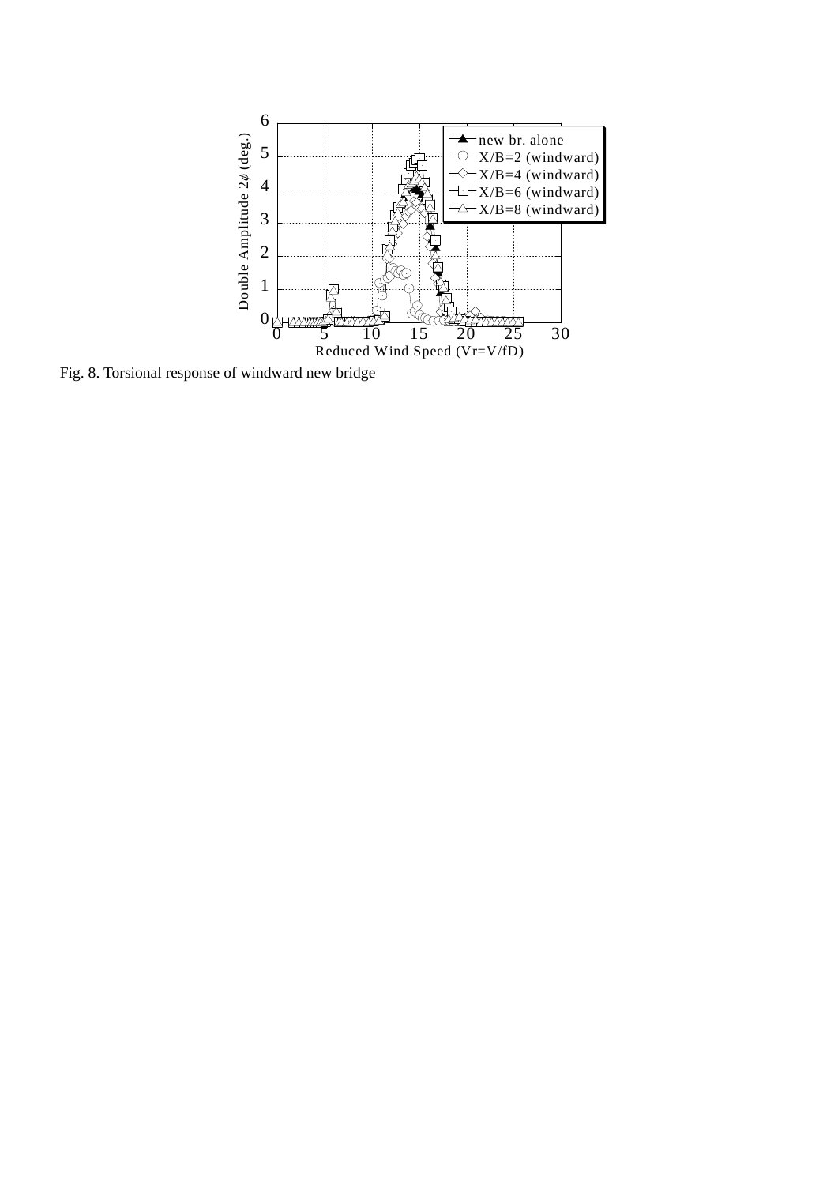Fig. 8. Torsional response of windward new bridge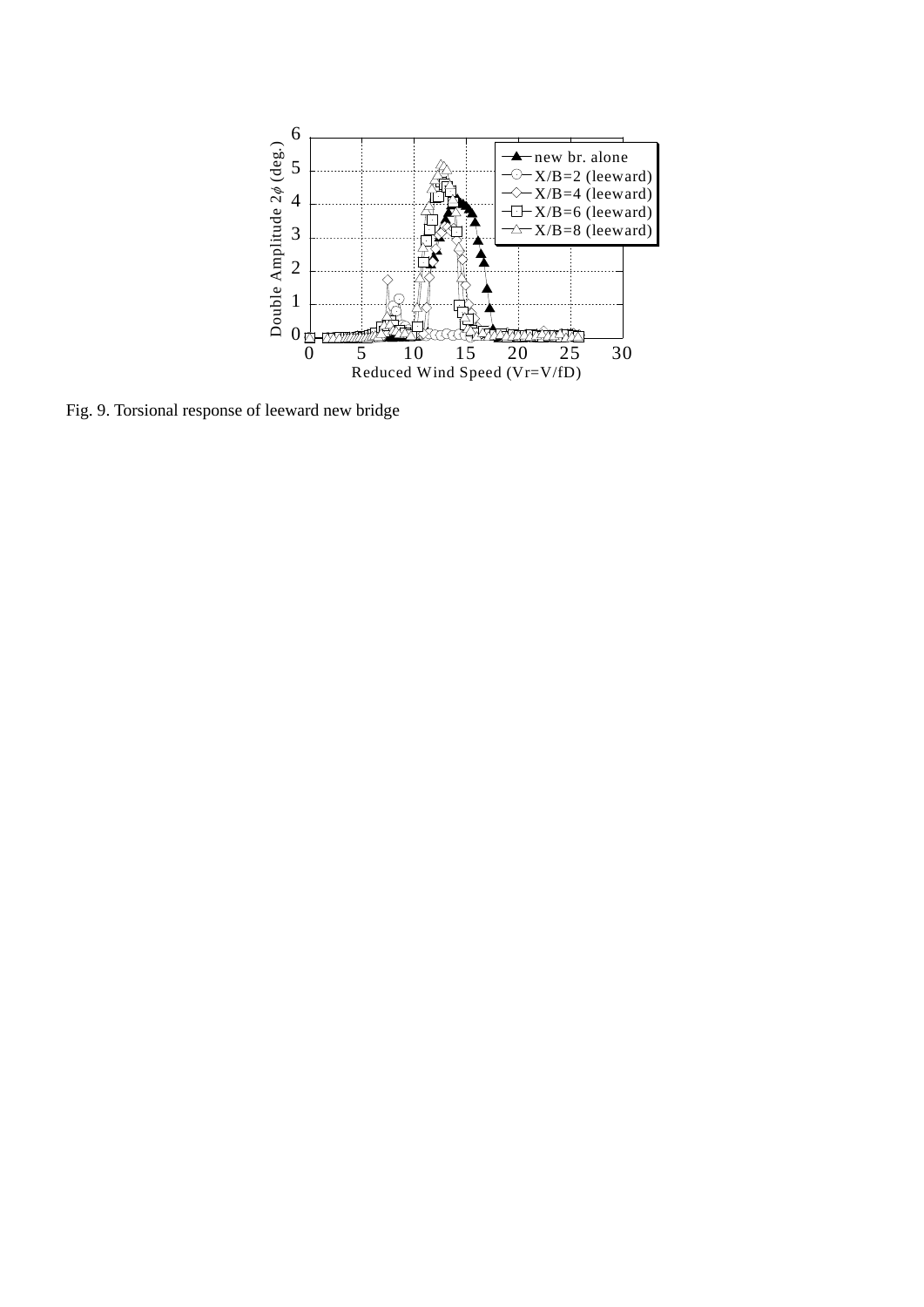Fig. 9. Torsional response of leeward new bridge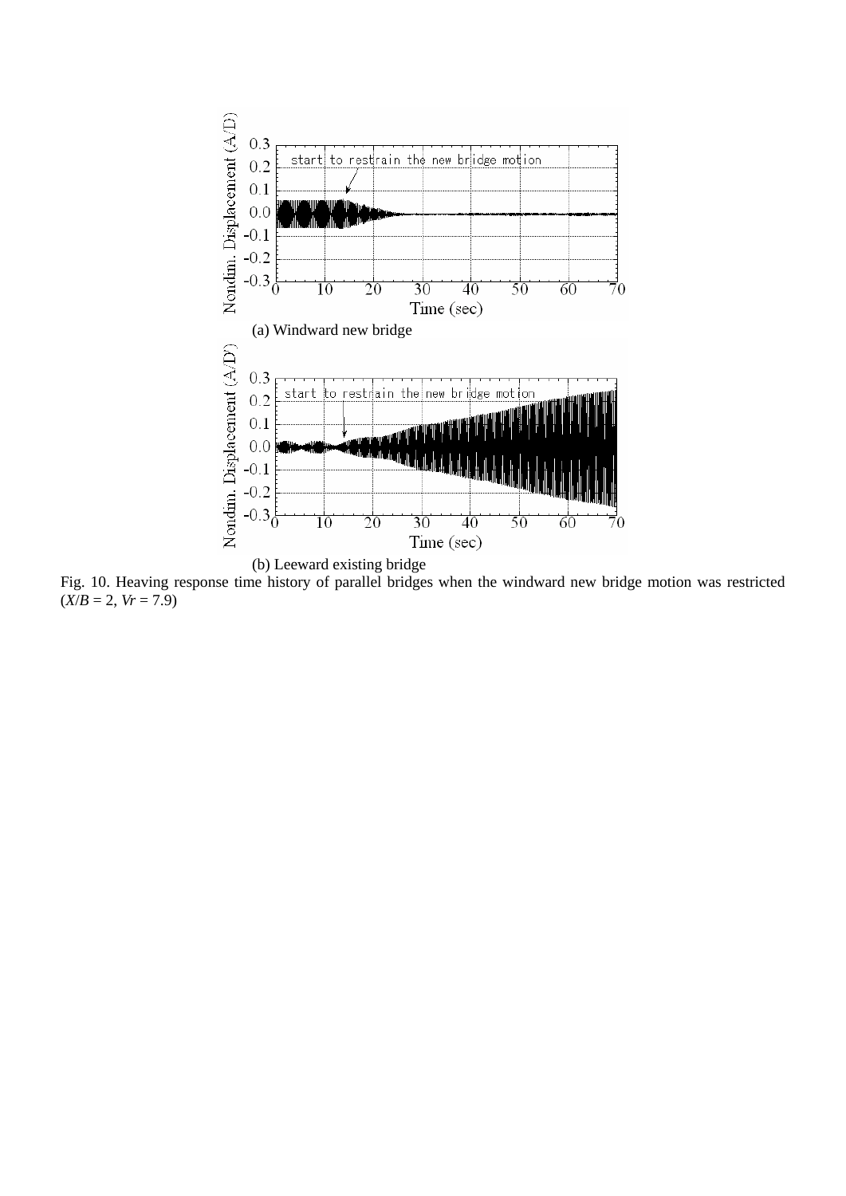(a) Windward new bridge

(b) Leeward existing bridge

Fig. 10. Heaving response time history of parallel bridges when the windward new bridge motion was restricted ($X/B$ = 2, $Vr$ = 7.9)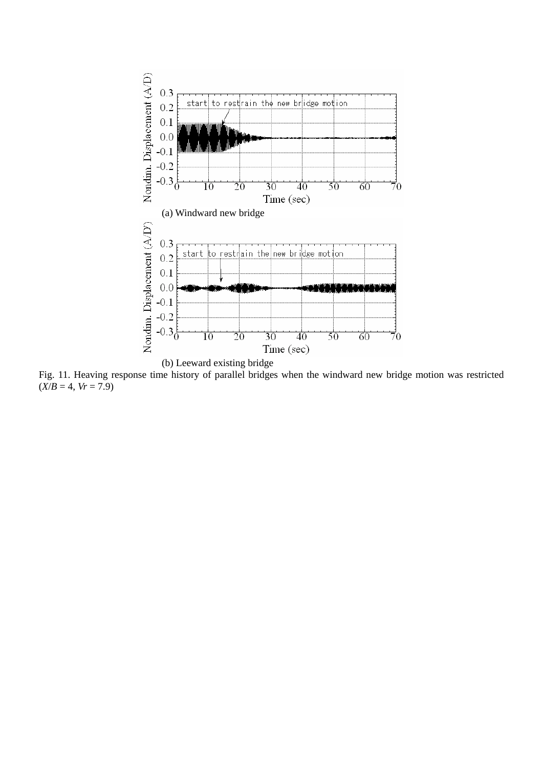(a) Windward new bridge

(b) Leeward existing bridge

Fig. 11. Heaving response time history of parallel bridges when the windward new bridge motion was restricted ($X/B = 4$, $Vr = 7.9$)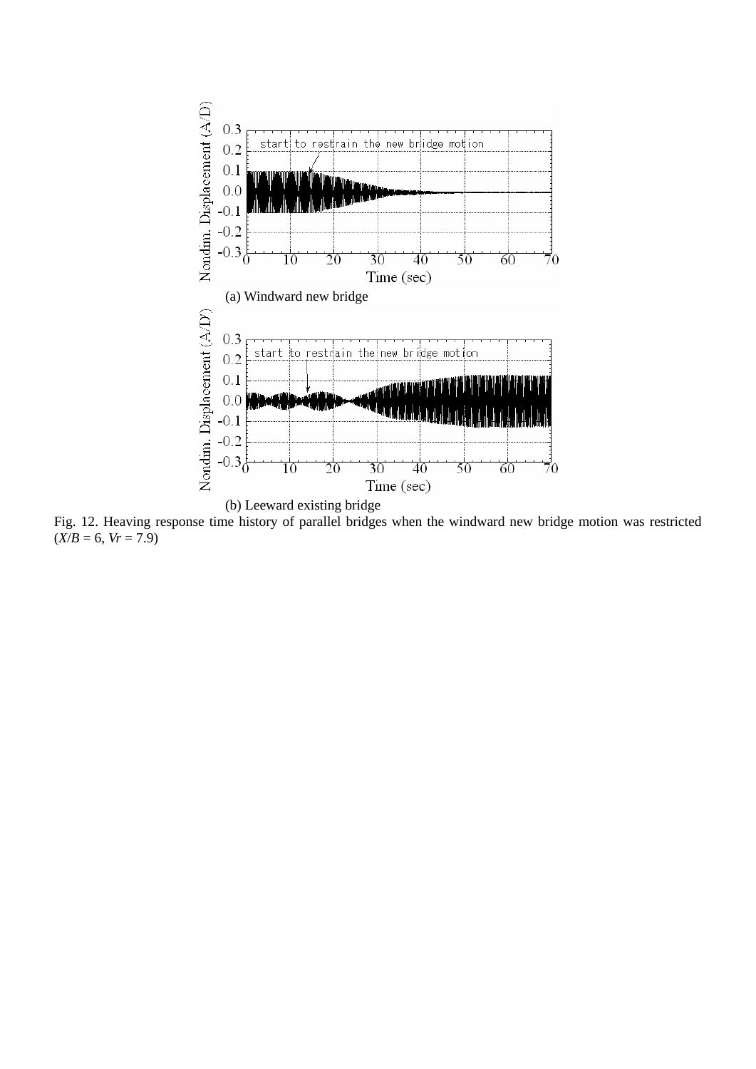Nondim. Displacement (A/D)

0.3
0.2
0.1
0.0
−0.1
−0.2
−0.3

0 10 20 30 40 50 60 70

Time (sec)

start to restrain the new bridge motion

(a) Windward new bridge

Nondim. Displacement (A/D)

0.3
0.2
0.1
0.0
−0.1
−0.2
−0.3

0 10 20 30 40 50 60 70

Time (sec)

start to restrain the new bridge motion

(b) Leeward existing bridge

Fig. 12. Heaving response time history of parallel bridges when the windward new bridge motion was restricted ($X/B$ = 6, $Vr$ = 7.9)